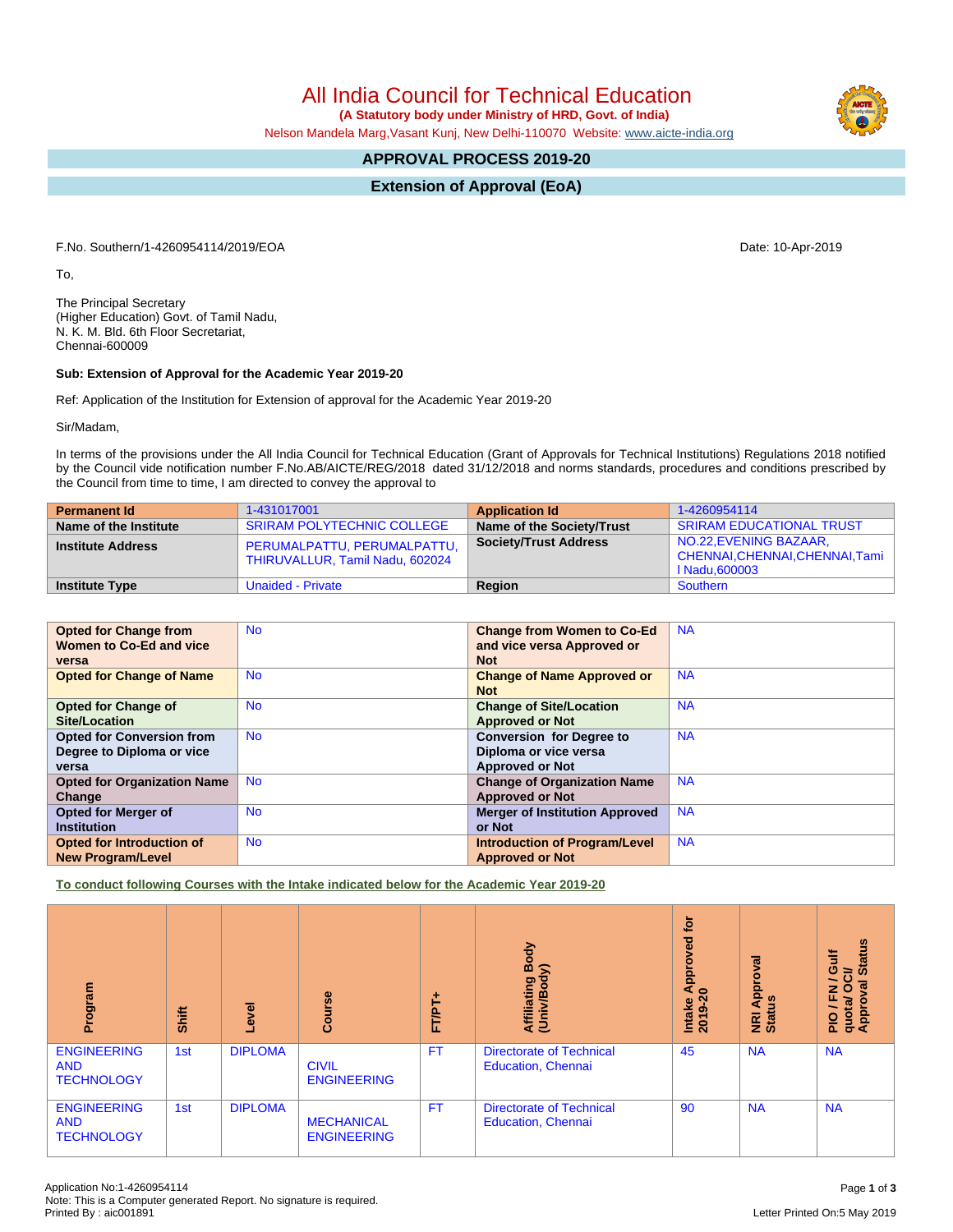# All India Council for Technical Education

**(A Statutory body under Ministry of HRD, Govt. of India)**

Nelson Mandela Marg,Vasant Kunj, New Delhi-110070 Website: www.aicte-india.org

## APPROVAL PROCESS 2019-20

## Extension of Approval (EoA)

F.No. Southern/1-4260954114/2019/EOA

Date: 10-Apr-2019

To,

The Principal Secretary
(Higher Education) Govt. of Tamil Nadu,
N. K. M. Bld. 6th Floor Secretariat,
Chennai-600009

**Sub: Extension of Approval for the Academic Year 2019-20**

Ref: Application of the Institution for Extension of approval for the Academic Year 2019-20

Sir/Madam,

In terms of the provisions under the All India Council for Technical Education (Grant of Approvals for Technical Institutions) Regulations 2018 notified by the Council vide notification number F.No.AB/AICTE/REG/2018 dated 31/12/2018 and norms standards, procedures and conditions prescribed by the Council from time to time, I am directed to convey the approval to

| **Permanent Id** | 1-431017001 | **Application Id** | 1-4260954114 |
|---|---|---|---|
| **Name of the Institute** | SRIRAM POLYTECHNIC COLLEGE | **Name of the Society/Trust** | SRIRAM EDUCATIONAL TRUST |
| **Institute Address** | PERUMALPATTU, PERUMALPATTU, THIRUVALLUR, Tamil Nadu, 602024 | **Society/Trust Address** | NO.22,EVENING BAZAAR, CHENNAI,CHENNAI,CHENNAI,Tamil Nadu,600003 |
| **Institute Type** | Unaided - Private | **Region** | Southern |

| **Opted for Change from Women to Co-Ed and vice versa** | No | **Change from Women to Co-Ed and vice versa Approved or Not** | NA |
|---|---|---|---|
| **Opted for Change of Name** | No | **Change of Name Approved or Not** | NA |
| **Opted for Change of Site/Location** | No | **Change of Site/Location Approved or Not** | NA |
| **Opted for Conversion from Degree to Diploma or vice versa** | No | **Conversion for Degree to Diploma or vice versa Approved or Not** | NA |
| **Opted for Organization Name Change** | No | **Change of Organization Name Approved or Not** | NA |
| **Opted for Merger of Institution** | No | **Merger of Institution Approved or Not** | NA |
| **Opted for Introduction of New Program/Level** | No | **Introduction of Program/Level Approved or Not** | NA |

**To conduct following Courses with the Intake indicated below for the Academic Year 2019-20**

| Program | Shift | Level | Course | FT/PT+ | Affiliating Body (Univ/Body) | Intake Approved for 2019-20 | NRI Approval Status | PIO / FN / Gulf quota/ OCI/ Approval Status |
|---|---|---|---|---|---|---|---|---|
| ENGINEERING AND TECHNOLOGY | 1st | DIPLOMA | CIVIL ENGINEERING | FT | Directorate of Technical Education, Chennai | 45 | NA | NA |
| ENGINEERING AND TECHNOLOGY | 1st | DIPLOMA | MECHANICAL ENGINEERING | FT | Directorate of Technical Education, Chennai | 90 | NA | NA |

Application No:1-4260954114
Note: This is a Computer generated Report. No signature is required.
Printed By : aic001891

Letter Printed On:5 May 2019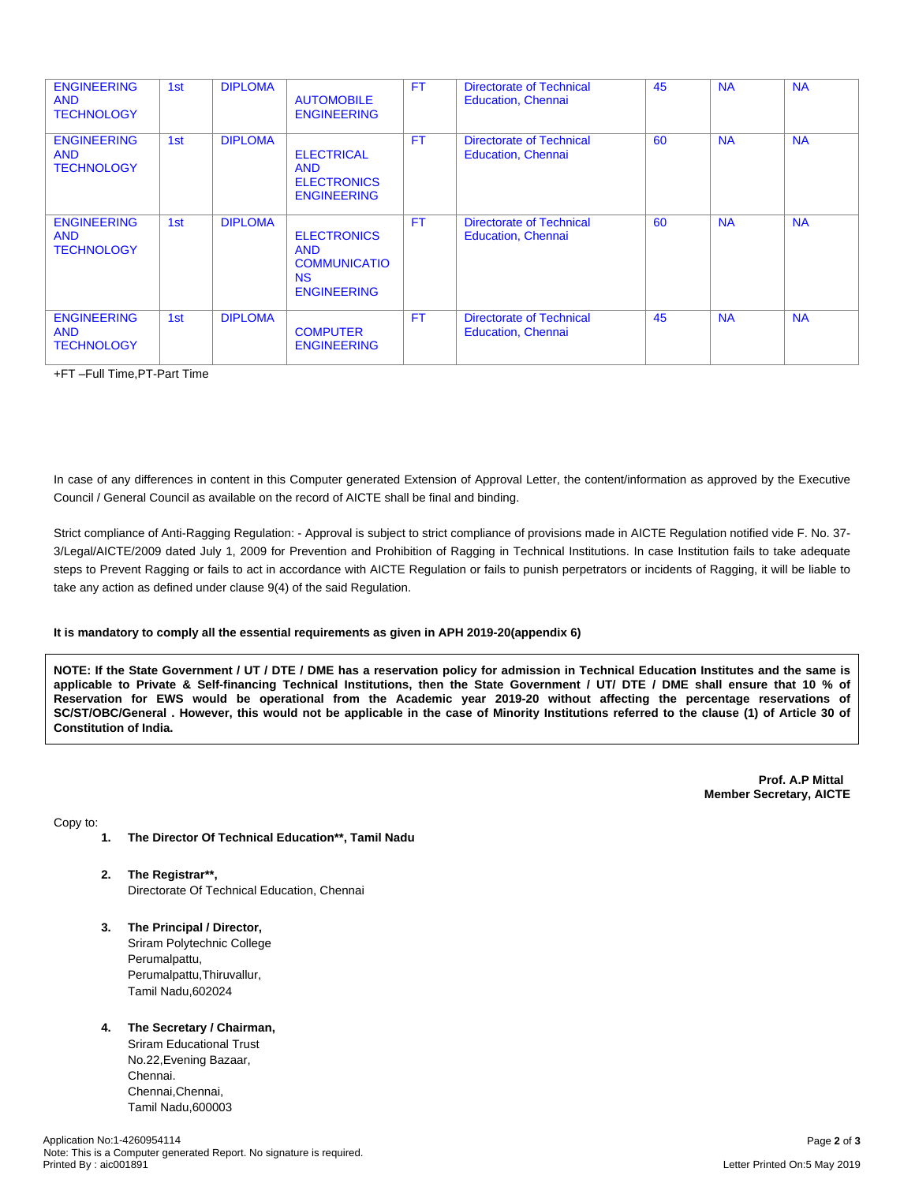| | | | | | | | | |
|---|---|---|---|---|---|---|---|---|
| ENGINEERING AND TECHNOLOGY | 1st | DIPLOMA | AUTOMOBILE ENGINEERING | FT | Directorate of Technical Education, Chennai | 45 | NA | NA |
| ENGINEERING AND TECHNOLOGY | 1st | DIPLOMA | ELECTRICAL AND ELECTRONICS ENGINEERING | FT | Directorate of Technical Education, Chennai | 60 | NA | NA |
| ENGINEERING AND TECHNOLOGY | 1st | DIPLOMA | ELECTRONICS AND COMMUNICATIONS ENGINEERING | FT | Directorate of Technical Education, Chennai | 60 | NA | NA |
| ENGINEERING AND TECHNOLOGY | 1st | DIPLOMA | COMPUTER ENGINEERING | FT | Directorate of Technical Education, Chennai | 45 | NA | NA |

+FT –Full Time,PT-Part Time

In case of any differences in content in this Computer generated Extension of Approval Letter, the content/information as approved by the Executive Council / General Council as available on the record of AICTE shall be final and binding.

Strict compliance of Anti-Ragging Regulation: - Approval is subject to strict compliance of provisions made in AICTE Regulation notified vide F. No. 37-3/Legal/AICTE/2009 dated July 1, 2009 for Prevention and Prohibition of Ragging in Technical Institutions. In case Institution fails to take adequate steps to Prevent Ragging or fails to act in accordance with AICTE Regulation or fails to punish perpetrators or incidents of Ragging, it will be liable to take any action as defined under clause 9(4) of the said Regulation.

**It is mandatory to comply all the essential requirements as given in APH 2019-20(appendix 6)**

**NOTE: If the State Government / UT / DTE / DME has a reservation policy for admission in Technical Education Institutes and the same is applicable to Private & Self-financing Technical Institutions, then the State Government / UT/ DTE / DME shall ensure that 10 % of Reservation for EWS would be operational from the Academic year 2019-20 without affecting the percentage reservations of SC/ST/OBC/General . However, this would not be applicable in the case of Minority Institutions referred to the clause (1) of Article 30 of Constitution of India.**

**Prof. A.P Mittal**
**Member Secretary, AICTE**

Copy to:

1. **The Director Of Technical Education**, Tamil Nadu**

2. **The Registrar**,**
   Directorate Of Technical Education, Chennai

3. **The Principal / Director,**
   Sriram Polytechnic College
   Perumalpattu,
   Perumalpattu,Thiruvallur,
   Tamil Nadu,602024

4. **The Secretary / Chairman,**
   Sriram Educational Trust
   No.22,Evening Bazaar,
   Chennai.
   Chennai,Chennai,
   Tamil Nadu,600003

Application No:1-4260954114
Note: This is a Computer generated Report. No signature is required.
Printed By : aic001891

Letter Printed On:5 May 2019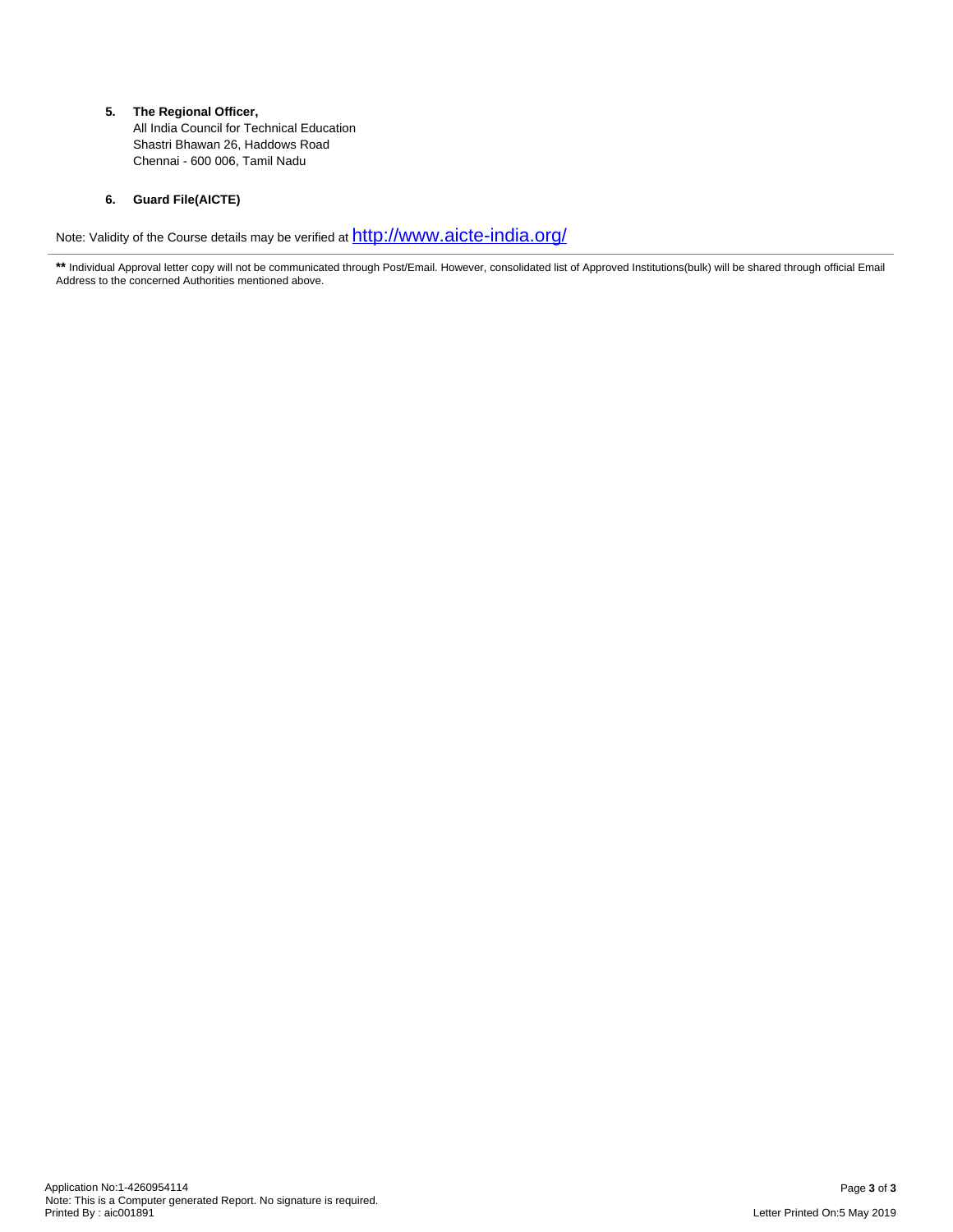5. **The Regional Officer,**
   All India Council for Technical Education
   Shastri Bhawan 26, Haddows Road
   Chennai - 600 006, Tamil Nadu

6. **Guard File(AICTE)**

Note: Validity of the Course details may be verified at http://www.aicte-india.org/

---

**\*\*** Individual Approval letter copy will not be communicated through Post/Email. However, consolidated list of Approved Institutions(bulk) will be shared through official Email Address to the concerned Authorities mentioned above.

Application No:1-4260954114
Note: This is a Computer generated Report. No signature is required.
Printed By : aic001891

Letter Printed On:5 May 2019